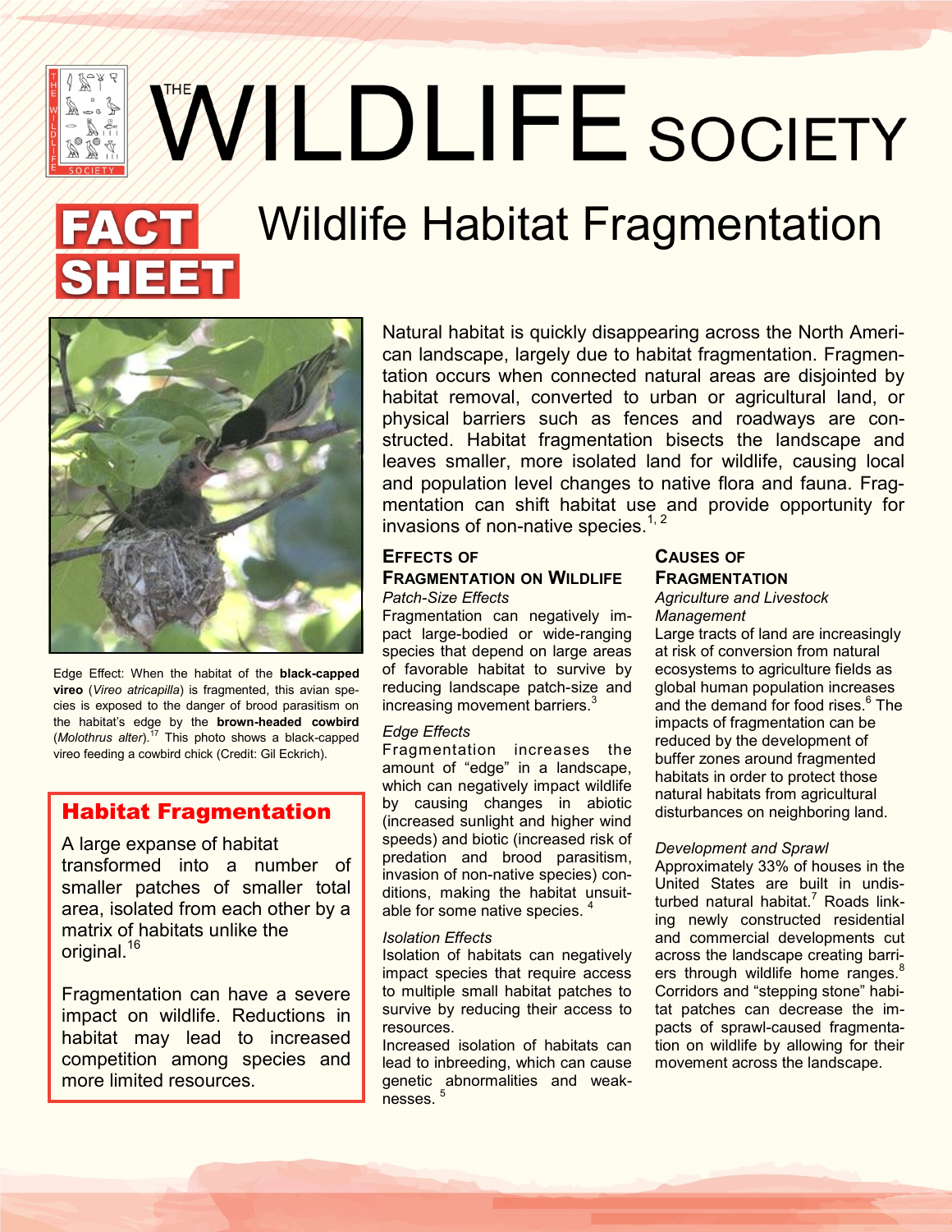# THE WILDLIFE SOCIETY

# FACT SHEET — Wildlife Habitat Fragmentation

Edge Effect: When the habitat of the **black-capped vireo** (*Vireo atricapilla*) is fragmented, this avian species is exposed to the danger of brood parasitism on the habitat's edge by the **brown-headed cowbird** (*Molothrus alter*).[17] This photo shows a black-capped vireo feeding a cowbird chick (Credit: Gil Eckrich).

Natural habitat is quickly disappearing across the North American landscape, largely due to habitat fragmentation. Fragmentation occurs when connected natural areas are disjointed by habitat removal, converted to urban or agricultural land, or physical barriers such as fences and roadways are constructed. Habitat fragmentation bisects the landscape and leaves smaller, more isolated land for wildlife, causing local and population level changes to native flora and fauna. Fragmentation can shift habitat use and provide opportunity for invasions of non-native species.[1, 2]

## Habitat Fragmentation

A large expanse of habitat transformed into a number of smaller patches of smaller total area, isolated from each other by a matrix of habitats unlike the original.[16]

Fragmentation can have a severe impact on wildlife. Reductions in habitat may lead to increased competition among species and more limited resources.

## Effects of Fragmentation on Wildlife

### *Patch-Size Effects*

Fragmentation can negatively impact large-bodied or wide-ranging species that depend on large areas of favorable habitat to survive by reducing landscape patch-size and increasing movement barriers.[3]

### *Edge Effects*

Fragmentation increases the amount of "edge" in a landscape, which can negatively impact wildlife by causing changes in abiotic (increased sunlight and higher wind speeds) and biotic (increased risk of predation and brood parasitism, invasion of non-native species) conditions, making the habitat unsuitable for some native species.[4]

### *Isolation Effects*

Isolation of habitats can negatively impact species that require access to multiple small habitat patches to survive by reducing their access to resources.

Increased isolation of habitats can lead to inbreeding, which can cause genetic abnormalities and weaknesses.[5]

## Causes of Fragmentation

### *Agriculture and Livestock Management*

Large tracts of land are increasingly at risk of conversion from natural ecosystems to agriculture fields as global human population increases and the demand for food rises.[6] The impacts of fragmentation can be reduced by the development of buffer zones around fragmented habitats in order to protect those natural habitats from agricultural disturbances on neighboring land.

### *Development and Sprawl*

Approximately 33% of houses in the United States are built in undisturbed natural habitat.[7] Roads linking newly constructed residential and commercial developments cut across the landscape creating barriers through wildlife home ranges.[8] Corridors and "stepping stone" habitat patches can decrease the impacts of sprawl-caused fragmentation on wildlife by allowing for their movement across the landscape.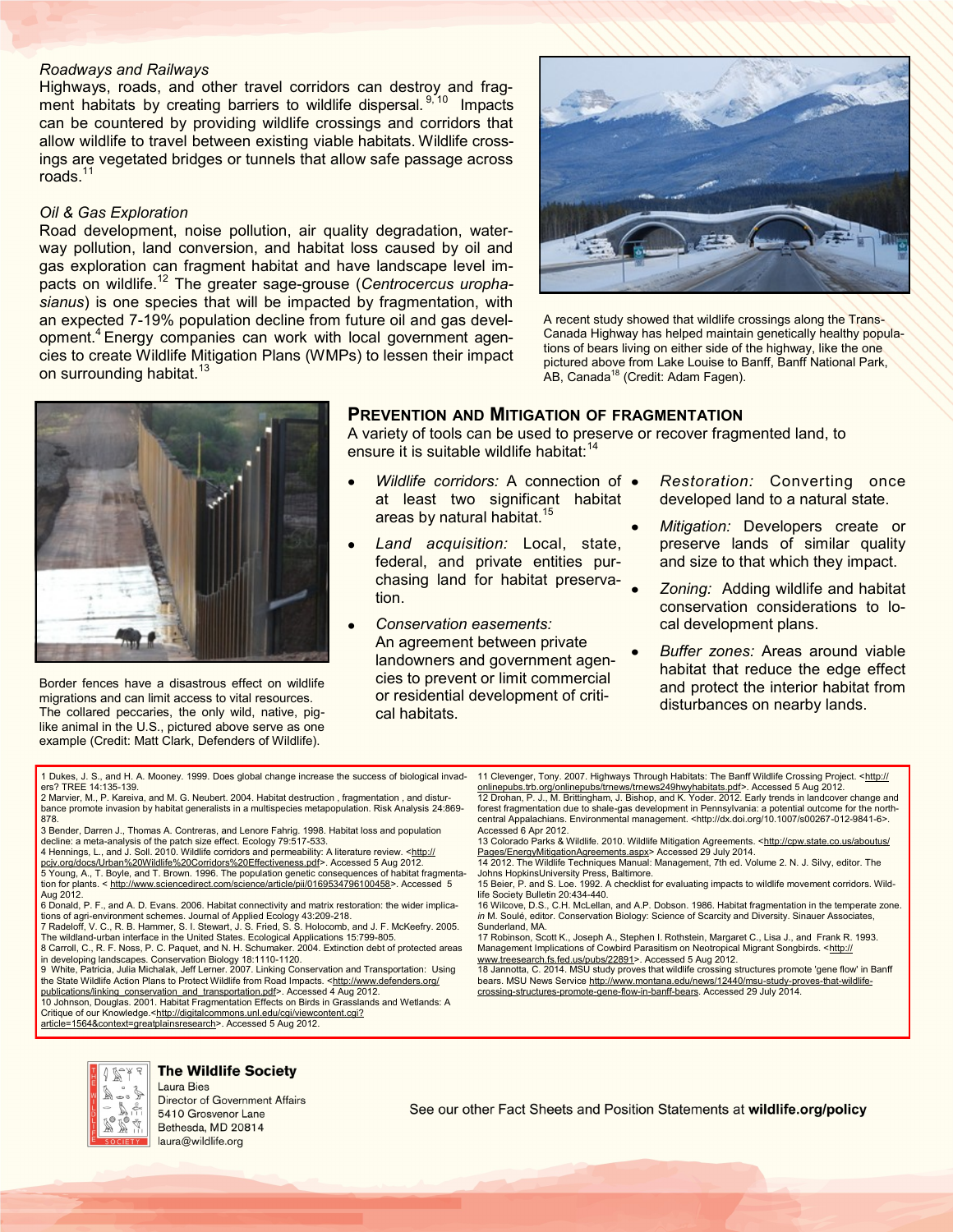*Roadways and Railways*

Highways, roads, and other travel corridors can destroy and fragment habitats by creating barriers to wildlife dispersal.[9, 10] Impacts can be countered by providing wildlife crossings and corridors that allow wildlife to travel between existing viable habitats. Wildlife crossings are vegetated bridges or tunnels that allow safe passage across roads.[11]

*Oil & Gas Exploration*

Road development, noise pollution, air quality degradation, waterway pollution, land conversion, and habitat loss caused by oil and gas exploration can fragment habitat and have landscape level impacts on wildlife.[12] The greater sage-grouse (*Centrocercus urophasianus*) is one species that will be impacted by fragmentation, with an expected 7-19% population decline from future oil and gas development.[4] Energy companies can work with local government agencies to create Wildlife Mitigation Plans (WMPs) to lessen their impact on surrounding habitat.[13]

A recent study showed that wildlife crossings along the Trans-Canada Highway has helped maintain genetically healthy populations of bears living on either side of the highway, like the one pictured above from Lake Louise to Banff, Banff National Park, AB, Canada[18] (Credit: Adam Fagen).

Border fences have a disastrous effect on wildlife migrations and can limit access to vital resources. The collared peccaries, the only wild, native, pig-like animal in the U.S., pictured above serve as one example (Credit: Matt Clark, Defenders of Wildlife).

## PREVENTION AND MITIGATION OF FRAGMENTATION

A variety of tools can be used to preserve or recover fragmented land, to ensure it is suitable wildlife habitat:[14]

- *Wildlife corridors:* A connection of at least two significant habitat areas by natural habitat.[15]
- *Land acquisition:* Local, state, federal, and private entities purchasing land for habitat preservation.
- *Conservation easements:* An agreement between private landowners and government agencies to prevent or limit commercial or residential development of critical habitats.
- *Restoration:* Converting once developed land to a natural state.
- *Mitigation:* Developers create or preserve lands of similar quality and size to that which they impact.
- *Zoning:* Adding wildlife and habitat conservation considerations to local development plans.
- *Buffer zones:* Areas around viable habitat that reduce the edge effect and protect the interior habitat from disturbances on nearby lands.

1 Dukes, J. S., and H. A. Mooney. 1999. Does global change increase the success of biological invaders? TREE 14:135-139.
2 Marvier, M., P. Kareiva, and M. G. Neubert. 2004. Habitat destruction , fragmentation , and disturbance promote invasion by habitat generalists in a multispecies metapopulation. Risk Analysis 24:869-878.
3 Bender, Darren J., Thomas A. Contreras, and Lenore Fahrig. 1998. Habitat loss and population decline: a meta-analysis of the patch size effect. Ecology 79:517-533.
4 Hennings, L., and J. Soll. 2010. Wildlife corridors and permeability: A literature review. <http://pcjv.org/docs/Urban%20Wildlife%20Corridors%20Effectiveness.pdf>. Accessed 5 Aug 2012.
5 Young, A., T. Boyle, and T. Brown. 1996. The population genetic consequences of habitat fragmentation for plants. < http://www.sciencedirect.com/science/article/pii/0169534796100458>. Accessed 5 Aug 2012.
6 Donald, P. F., and A. D. Evans. 2006. Habitat connectivity and matrix restoration: the wider implications of agri-environment schemes. Journal of Applied Ecology 43:209-218.
7 Radeloff, V. C., R. B. Hammer, S. I. Stewart, J. S. Fried, S. S. Holocomb, and J. F. McKeefry. 2005. The wildland-urban interface in the United States. Ecological Applications 15:799-805.
8 Carroll, C., R. F. Noss, P. C. Paquet, and N. H. Schumaker. 2004. Extinction debt of protected areas in developing landscapes. Conservation Biology 18:1110-1120.
9 White, Patricia, Julia Michalak, Jeff Lerner. 2007. Linking Conservation and Transportation: Using the State Wildlife Action Plans to Protect Wildlife from Road Impacts. <http://www.defenders.org/publications/linking_conservation_and_transportation.pdf>. Accessed 4 Aug 2012.
10 Johnson, Douglas. 2001. Habitat Fragmentation Effects on Birds in Grasslands and Wetlands: A Critique of our Knowledge.<http://digitalcommons.unl.edu/cgi/viewcontent.cgi?article=1564&context=greatplainsresearch>. Accessed 5 Aug 2012.
11 Clevenger, Tony. 2007. Highways Through Habitats: The Banff Wildlife Crossing Project. <http://onlinepubs.trb.org/onlinepubs/trnews/trnews249hwyhabitats.pdf>. Accessed 5 Aug 2012.
12 Drohan, P. J., M. Brittingham, J. Bishop, and K. Yoder. 2012. Early trends in landcover change and forest fragmentation due to shale-gas development in Pennsylvania: a potential outcome for the northcentral Appalachians. Environmental management. <http://dx.doi.org/10.1007/s00267-012-9841-6>. Accessed 6 Apr 2012.
13 Colorado Parks & Wildlife. 2010. Wildlife Mitigation Agreements. <http://cpw.state.co.us/aboutus/Pages/EnergyMitigationAgreements.aspx> Accessed 29 July 2014.
14 2012. The Wildlife Techniques Manual: Management, 7th ed. Volume 2. N. J. Silvy, editor. The Johns HopkinsUniversity Press, Baltimore.
15 Beier, P. and S. Loe. 1992. A checklist for evaluating impacts to wildlife movement corridors. Wildlife Society Bulletin 20:434-440.
16 Wilcove, D.S., C.H. McLellan, and A.P. Dobson. 1986. Habitat fragmentation in the temperate zone. *in* M. Soulé, editor. Conservation Biology: Science of Scarcity and Diversity. Sinauer Associates, Sunderland, MA.
17 Robinson, Scott K., Joseph A., Stephen I. Rothstein, Margaret C., Lisa J., and Frank R. 1993. Management Implications of Cowbird Parasitism on Neotropical Migrant Songbirds. <http://www.treesearch.fs.fed.us/pubs/22891>. Accessed 5 Aug 2012.
18 Jannotta, C. 2014. MSU study proves that wildlife crossing structures promote 'gene flow' in Banff bears. MSU News Service http://www.montana.edu/news/12440/msu-study-proves-that-wildlife-crossing-structures-promote-gene-flow-in-banff-bears. Accessed 29 July 2014.

**The Wildlife Society**
Laura Bies
Director of Government Affairs
5410 Grosvenor Lane
Bethesda, MD 20814
laura@wildlife.org

See our other Fact Sheets and Position Statements at **wildlife.org/policy**